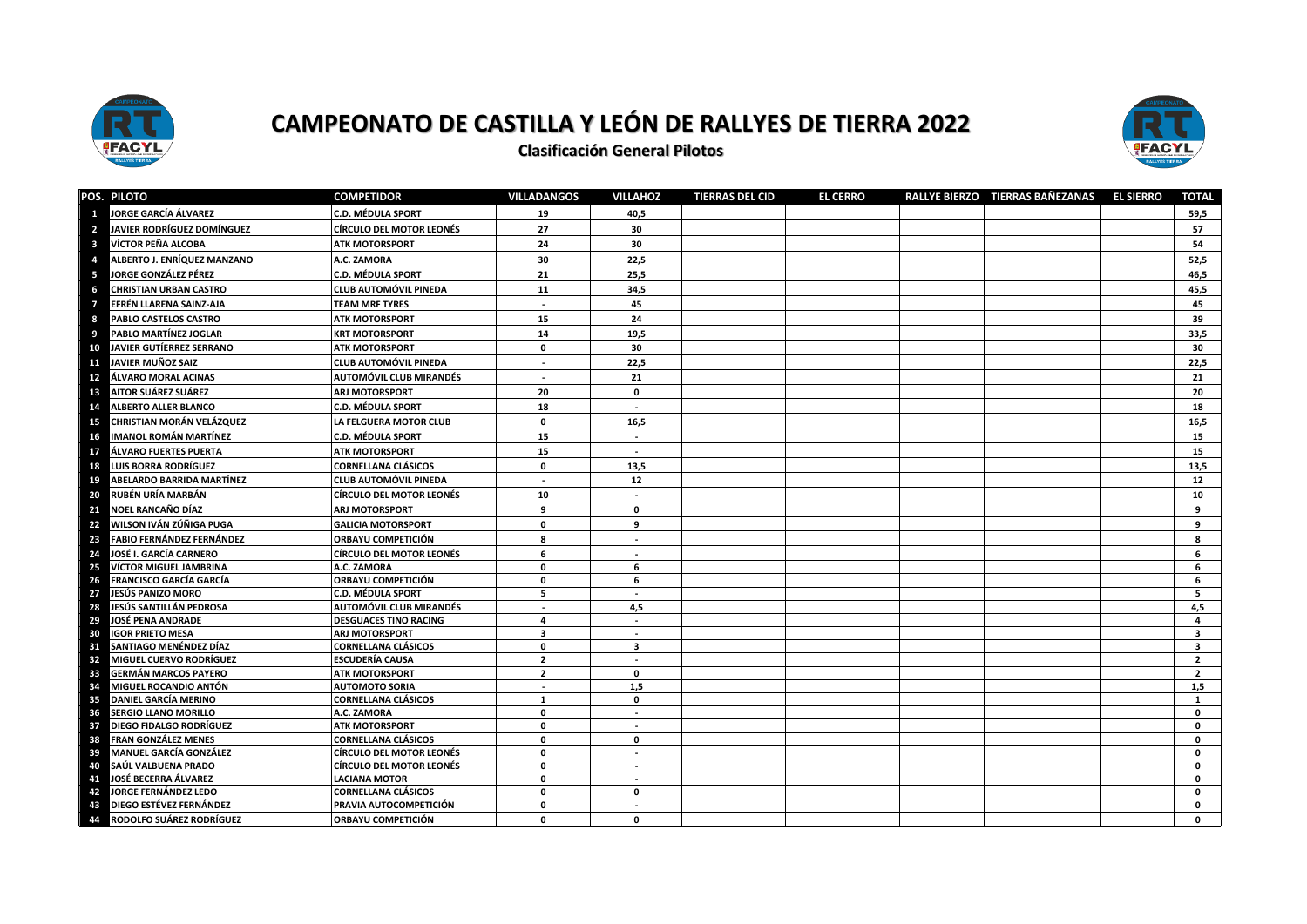# CAMPEONATO DE CASTILLA Y LEÓN DE RALLYES DE TIERRA 2022

## Clasificación General Pilotos

| POS. | PILOTO | COMPETIDOR | VILLADANGOS | VILLAHOZ | TIERRAS DEL CID | EL CERRO | RALLYE BIERZO | TIERRAS BAÑEZANAS | EL SIERRO | TOTAL |
|---|---|---|---|---|---|---|---|---|---|---|
| 1 | JORGE GARCÍA ÁLVAREZ | C.D. MÉDULA SPORT | 19 | 40,5 | | | | | | 59,5 |
| 2 | JAVIER RODRÍGUEZ DOMÍNGUEZ | CÍRCULO DEL MOTOR LEONÉS | 27 | 30 | | | | | | 57 |
| 3 | VÍCTOR PEÑA ALCOBA | ATK MOTORSPORT | 24 | 30 | | | | | | 54 |
| 4 | ALBERTO J. ENRÍQUEZ MANZANO | A.C. ZAMORA | 30 | 22,5 | | | | | | 52,5 |
| 5 | JORGE GONZÁLEZ PÉREZ | C.D. MÉDULA SPORT | 21 | 25,5 | | | | | | 46,5 |
| 6 | CHRISTIAN URBAN CASTRO | CLUB AUTOMÓVIL PINEDA | 11 | 34,5 | | | | | | 45,5 |
| 7 | EFRÉN LLARENA SAINZ-AJA | TEAM MRF TYRES | - | 45 | | | | | | 45 |
| 8 | PABLO CASTELOS CASTRO | ATK MOTORSPORT | 15 | 24 | | | | | | 39 |
| 9 | PABLO MARTÍNEZ JOGLAR | KRT MOTORSPORT | 14 | 19,5 | | | | | | 33,5 |
| 10 | JAVIER GUTÍERREZ SERRANO | ATK MOTORSPORT | 0 | 30 | | | | | | 30 |
| 11 | JAVIER MUÑOZ SAIZ | CLUB AUTOMÓVIL PINEDA | - | 22,5 | | | | | | 22,5 |
| 12 | ÁLVARO MORAL ACINAS | AUTOMÓVIL CLUB MIRANDÉS | - | 21 | | | | | | 21 |
| 13 | AITOR SUÁREZ SUÁREZ | ARJ MOTORSPORT | 20 | 0 | | | | | | 20 |
| 14 | ALBERTO ALLER BLANCO | C.D. MÉDULA SPORT | 18 | - | | | | | | 18 |
| 15 | CHRISTIAN MORÁN VELÁZQUEZ | LA FELGUERA MOTOR CLUB | 0 | 16,5 | | | | | | 16,5 |
| 16 | IMANOL ROMÁN MARTÍNEZ | C.D. MÉDULA SPORT | 15 | - | | | | | | 15 |
| 17 | ÁLVARO FUERTES PUERTA | ATK MOTORSPORT | 15 | - | | | | | | 15 |
| 18 | LUIS BORRA RODRÍGUEZ | CORNELLANA CLÁSICOS | 0 | 13,5 | | | | | | 13,5 |
| 19 | ABELARDO BARRIDA MARTÍNEZ | CLUB AUTOMÓVIL PINEDA | - | 12 | | | | | | 12 |
| 20 | RUBÉN URÍA MARBÁN | CÍRCULO DEL MOTOR LEONÉS | 10 | - | | | | | | 10 |
| 21 | NOEL RANCAÑO DÍAZ | ARJ MOTORSPORT | 9 | 0 | | | | | | 9 |
| 22 | WILSON IVÁN ZÚÑIGA PUGA | GALICIA MOTORSPORT | 0 | 9 | | | | | | 9 |
| 23 | FABIO FERNÁNDEZ FERNÁNDEZ | ORBAYU COMPETICIÓN | 8 | - | | | | | | 8 |
| 24 | JOSÉ I. GARCÍA CARNERO | CÍRCULO DEL MOTOR LEONÉS | 6 | - | | | | | | 6 |
| 25 | VÍCTOR MIGUEL JAMBRINA | A.C. ZAMORA | 0 | 6 | | | | | | 6 |
| 26 | FRANCISCO GARCÍA GARCÍA | ORBAYU COMPETICIÓN | 0 | 6 | | | | | | 6 |
| 27 | JESÚS PANIZO MORO | C.D. MÉDULA SPORT | 5 | - | | | | | | 5 |
| 28 | JESÚS SANTILLÁN PEDROSA | AUTOMÓVIL CLUB MIRANDÉS | - | 4,5 | | | | | | 4,5 |
| 29 | JOSÉ PENA ANDRADE | DESGUACES TINO RACING | 4 | - | | | | | | 4 |
| 30 | IGOR PRIETO MESA | ARJ MOTORSPORT | 3 | - | | | | | | 3 |
| 31 | SANTIAGO MENÉNDEZ DÍAZ | CORNELLANA CLÁSICOS | 0 | 3 | | | | | | 3 |
| 32 | MIGUEL CUERVO RODRÍGUEZ | ESCUDERÍA CAUSA | 2 | - | | | | | | 2 |
| 33 | GERMÁN MARCOS PAYERO | ATK MOTORSPORT | 2 | 0 | | | | | | 2 |
| 34 | MIGUEL ROCANDIO ANTÓN | AUTOMOTO SORIA | - | 1,5 | | | | | | 1,5 |
| 35 | DANIEL GARCÍA MERINO | CORNELLANA CLÁSICOS | 1 | 0 | | | | | | 1 |
| 36 | SERGIO LLANO MORILLO | A.C. ZAMORA | 0 | - | | | | | | 0 |
| 37 | DIEGO FIDALGO RODRÍGUEZ | ATK MOTORSPORT | 0 | - | | | | | | 0 |
| 38 | FRAN GONZÁLEZ MENES | CORNELLANA CLÁSICOS | 0 | 0 | | | | | | 0 |
| 39 | MANUEL GARCÍA GONZÁLEZ | CÍRCULO DEL MOTOR LEONÉS | 0 | - | | | | | | 0 |
| 40 | SAÚL VALBUENA PRADO | CÍRCULO DEL MOTOR LEONÉS | 0 | - | | | | | | 0 |
| 41 | JOSÉ BECERRA ÁLVAREZ | LACIANA MOTOR | 0 | - | | | | | | 0 |
| 42 | JORGE FERNÁNDEZ LEDO | CORNELLANA CLÁSICOS | 0 | 0 | | | | | | 0 |
| 43 | DIEGO ESTÉVEZ FERNÁNDEZ | PRAVIA AUTOCOMPETICIÓN | 0 | - | | | | | | 0 |
| 44 | RODOLFO SUÁREZ RODRÍGUEZ | ORBAYU COMPETICIÓN | 0 | 0 | | | | | | 0 |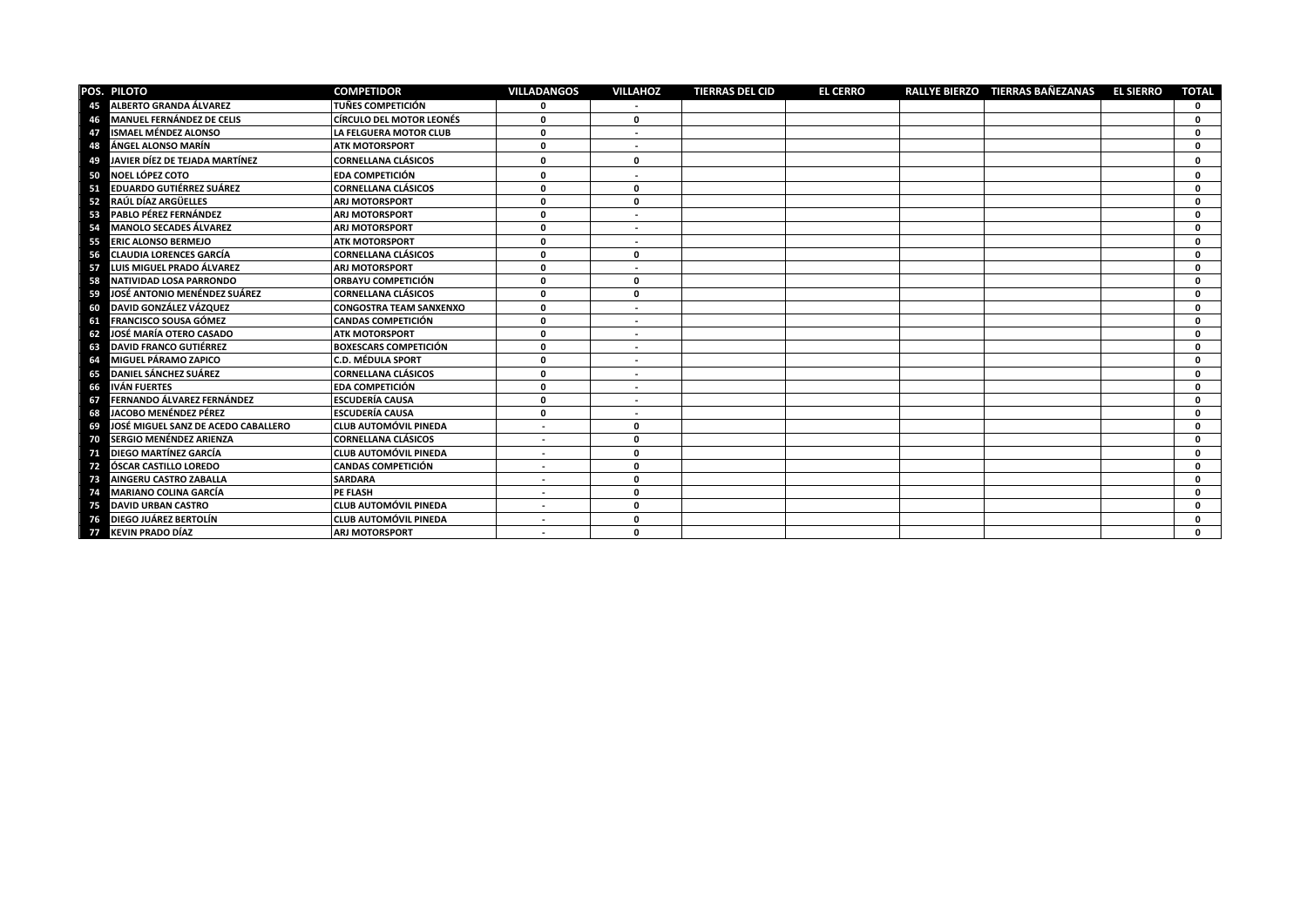| POS. | PILOTO | COMPETIDOR | VILLADANGOS | VILLAHOZ | TIERRAS DEL CID | EL CERRO | RALLYE BIERZO | TIERRAS BAÑEZANAS | EL SIERRO | TOTAL |
|---|---|---|---|---|---|---|---|---|---|---|
| 45 | ALBERTO GRANDA ÁLVAREZ | TUÑES COMPETICIÓN | 0 | - | | | | | | 0 |
| 46 | MANUEL FERNÁNDEZ DE CELIS | CÍRCULO DEL MOTOR LEONÉS | 0 | 0 | | | | | | 0 |
| 47 | ISMAEL MÉNDEZ ALONSO | LA FELGUERA MOTOR CLUB | 0 | - | | | | | | 0 |
| 48 | ÁNGEL ALONSO MARÍN | ATK MOTORSPORT | 0 | - | | | | | | 0 |
| 49 | JAVIER DÍEZ DE TEJADA MARTÍNEZ | CORNELLANA CLÁSICOS | 0 | 0 | | | | | | 0 |
| 50 | NOEL LÓPEZ COTO | EDA COMPETICIÓN | 0 | - | | | | | | 0 |
| 51 | EDUARDO GUTIÉRREZ SUÁREZ | CORNELLANA CLÁSICOS | 0 | 0 | | | | | | 0 |
| 52 | RAÚL DÍAZ ARGÜELLES | ARJ MOTORSPORT | 0 | 0 | | | | | | 0 |
| 53 | PABLO PÉREZ FERNÁNDEZ | ARJ MOTORSPORT | 0 | - | | | | | | 0 |
| 54 | MANOLO SECADES ÁLVAREZ | ARJ MOTORSPORT | 0 | - | | | | | | 0 |
| 55 | ERIC ALONSO BERMEJO | ATK MOTORSPORT | 0 | - | | | | | | 0 |
| 56 | CLAUDIA LORENCES GARCÍA | CORNELLANA CLÁSICOS | 0 | 0 | | | | | | 0 |
| 57 | LUIS MIGUEL PRADO ÁLVAREZ | ARJ MOTORSPORT | 0 | - | | | | | | 0 |
| 58 | NATIVIDAD LOSA PARRONDO | ORBAYU COMPETICIÓN | 0 | 0 | | | | | | 0 |
| 59 | JOSÉ ANTONIO MENÉNDEZ SUÁREZ | CORNELLANA CLÁSICOS | 0 | 0 | | | | | | 0 |
| 60 | DAVID GONZÁLEZ VÁZQUEZ | CONGOSTRA TEAM SANXENXO | 0 | - | | | | | | 0 |
| 61 | FRANCISCO SOUSA GÓMEZ | CANDAS COMPETICIÓN | 0 | - | | | | | | 0 |
| 62 | JOSÉ MARÍA OTERO CASADO | ATK MOTORSPORT | 0 | - | | | | | | 0 |
| 63 | DAVID FRANCO GUTIÉRREZ | BOXESCARS COMPETICIÓN | 0 | - | | | | | | 0 |
| 64 | MIGUEL PÁRAMO ZAPICO | C.D. MÉDULA SPORT | 0 | - | | | | | | 0 |
| 65 | DANIEL SÁNCHEZ SUÁREZ | CORNELLANA CLÁSICOS | 0 | - | | | | | | 0 |
| 66 | IVÁN FUERTES | EDA COMPETICIÓN | 0 | - | | | | | | 0 |
| 67 | FERNANDO ÁLVAREZ FERNÁNDEZ | ESCUDERÍA CAUSA | 0 | - | | | | | | 0 |
| 68 | JACOBO MENÉNDEZ PÉREZ | ESCUDERÍA CAUSA | 0 | - | | | | | | 0 |
| 69 | JOSÉ MIGUEL SANZ DE ACEDO CABALLERO | CLUB AUTOMÓVIL PINEDA | - | 0 | | | | | | 0 |
| 70 | SERGIO MENÉNDEZ ARIENZA | CORNELLANA CLÁSICOS | - | 0 | | | | | | 0 |
| 71 | DIEGO MARTÍNEZ GARCÍA | CLUB AUTOMÓVIL PINEDA | - | 0 | | | | | | 0 |
| 72 | ÓSCAR CASTILLO LOREDO | CANDAS COMPETICIÓN | - | 0 | | | | | | 0 |
| 73 | AINGERU CASTRO ZABALLA | SARDARA | - | 0 | | | | | | 0 |
| 74 | MARIANO COLINA GARCÍA | PE FLASH | - | 0 | | | | | | 0 |
| 75 | DAVID URBAN CASTRO | CLUB AUTOMÓVIL PINEDA | - | 0 | | | | | | 0 |
| 76 | DIEGO JUÁREZ BERTOLÍN | CLUB AUTOMÓVIL PINEDA | - | 0 | | | | | | 0 |
| 77 | KEVIN PRADO DÍAZ | ARJ MOTORSPORT | - | 0 | | | | | | 0 |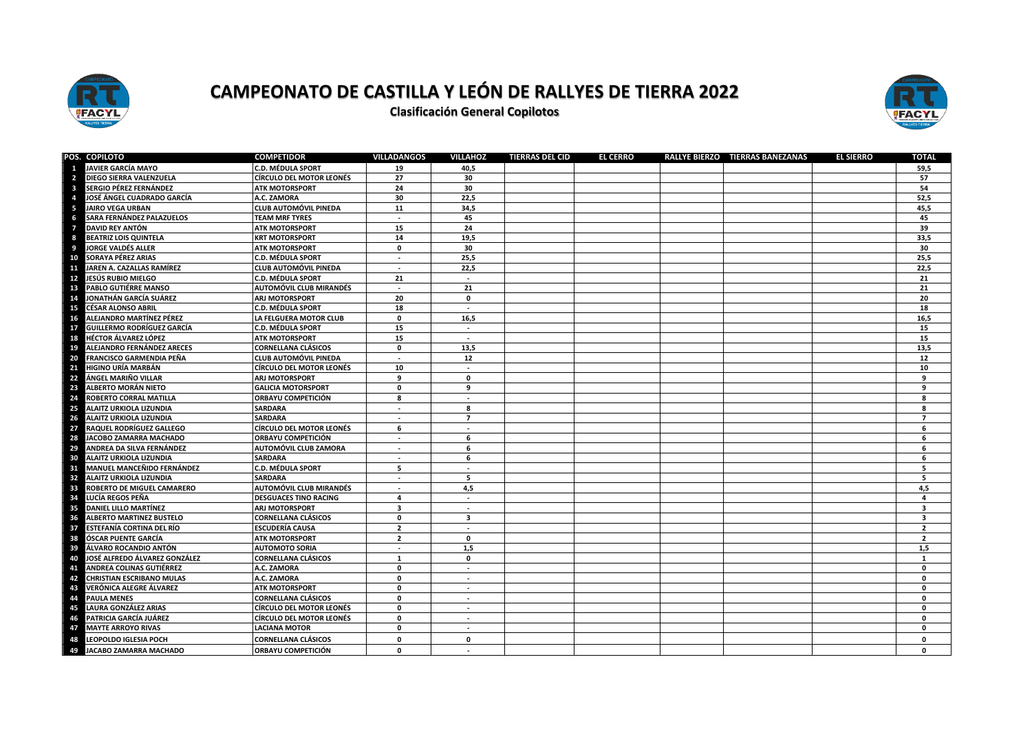# CAMPEONATO DE CASTILLA Y LEÓN DE RALLYES DE TIERRA 2022

## Clasificación General Copilotos

| POS. | COPILOTO | COMPETIDOR | VILLADANGOS | VILLAHOZ | TIERRAS DEL CID | EL CERRO | RALLYE BIERZO | TIERRAS BANEZANAS | EL SIERRO | TOTAL |
|---|---|---|---|---|---|---|---|---|---|---|
| 1 | JAVIER GARCÍA MAYO | C.D. MÉDULA SPORT | 19 | 40,5 | | | | | | 59,5 |
| 2 | DIEGO SIERRA VALENZUELA | CÍRCULO DEL MOTOR LEONÉS | 27 | 30 | | | | | | 57 |
| 3 | SERGIO PÉREZ FERNÁNDEZ | ATK MOTORSPORT | 24 | 30 | | | | | | 54 |
| 4 | JOSÉ ÁNGEL CUADRADO GARCÍA | A.C. ZAMORA | 30 | 22,5 | | | | | | 52,5 |
| 5 | JAIRO VEGA URBAN | CLUB AUTOMÓVIL PINEDA | 11 | 34,5 | | | | | | 45,5 |
| 6 | SARA FERNÁNDEZ PALAZUELOS | TEAM MRF TYRES | - | 45 | | | | | | 45 |
| 7 | DAVID REY ANTÓN | ATK MOTORSPORT | 15 | 24 | | | | | | 39 |
| 8 | BEATRIZ LOIS QUINTELA | KRT MOTORSPORT | 14 | 19,5 | | | | | | 33,5 |
| 9 | JORGE VALDÉS ALLER | ATK MOTORSPORT | 0 | 30 | | | | | | 30 |
| 10 | SORAYA PÉREZ ARIAS | C.D. MÉDULA SPORT | - | 25,5 | | | | | | 25,5 |
| 11 | JAREN A. CAZALLAS RAMÍREZ | CLUB AUTOMÓVIL PINEDA | - | 22,5 | | | | | | 22,5 |
| 12 | JESÚS RUBIO MIELGO | C.D. MÉDULA SPORT | 21 | - | | | | | | 21 |
| 13 | PABLO GUTIÉRRE MANSO | AUTOMÓVIL CLUB MIRANDÉS | - | 21 | | | | | | 21 |
| 14 | JONATHÁN GARCÍA SUÁREZ | ARJ MOTORSPORT | 20 | 0 | | | | | | 20 |
| 15 | CÉSAR ALONSO ABRIL | C.D. MÉDULA SPORT | 18 | - | | | | | | 18 |
| 16 | ALEJANDRO MARTÍNEZ PÉREZ | LA FELGUERA MOTOR CLUB | 0 | 16,5 | | | | | | 16,5 |
| 17 | GUILLERMO RODRÍGUEZ GARCÍA | C.D. MÉDULA SPORT | 15 | - | | | | | | 15 |
| 18 | HÉCTOR ÁLVAREZ LÓPEZ | ATK MOTORSPORT | 15 | - | | | | | | 15 |
| 19 | ALEJANDRO FERNÁNDEZ ARECES | CORNELLANA CLÁSICOS | 0 | 13,5 | | | | | | 13,5 |
| 20 | FRANCISCO GARMENDIA PEÑA | CLUB AUTOMÓVIL PINEDA | - | 12 | | | | | | 12 |
| 21 | HIGINO URÍA MARBÁN | CÍRCULO DEL MOTOR LEONÉS | 10 | - | | | | | | 10 |
| 22 | ÁNGEL MARIÑO VILLAR | ARJ MOTORSPORT | 9 | 0 | | | | | | 9 |
| 23 | ALBERTO MORÁN NIETO | GALICIA MOTORSPORT | 0 | 9 | | | | | | 9 |
| 24 | ROBERTO CORRAL MATILLA | ORBAYU COMPETICIÓN | 8 | - | | | | | | 8 |
| 25 | ALAITZ URKIOLA LIZUNDIA | SARDARA | - | 8 | | | | | | 8 |
| 26 | ALAITZ URKIOLA LIZUNDIA | SARDARA | - | 7 | | | | | | 7 |
| 27 | RAQUEL RODRÍGUEZ GALLEGO | CÍRCULO DEL MOTOR LEONÉS | 6 | - | | | | | | 6 |
| 28 | JACOBO ZAMARRA MACHADO | ORBAYU COMPETICIÓN | - | 6 | | | | | | 6 |
| 29 | ANDREA DA SILVA FERNÁNDEZ | AUTOMÓVIL CLUB ZAMORA | - | 6 | | | | | | 6 |
| 30 | ALAITZ URKIOLA LIZUNDIA | SARDARA | - | 6 | | | | | | 6 |
| 31 | MANUEL MANCEÑIDO FERNÁNDEZ | C.D. MÉDULA SPORT | 5 | - | | | | | | 5 |
| 32 | ALAITZ URKIOLA LIZUNDIA | SARDARA | - | 5 | | | | | | 5 |
| 33 | ROBERTO DE MIGUEL CAMARERO | AUTOMÓVIL CLUB MIRANDÉS | - | 4,5 | | | | | | 4,5 |
| 34 | LUCÍA REGOS PEÑA | DESGUACES TINO RACING | 4 | - | | | | | | 4 |
| 35 | DANIEL LILLO MARTÍNEZ | ARJ MOTORSPORT | 3 | - | | | | | | 3 |
| 36 | ALBERTO MARTINEZ BUSTELO | CORNELLANA CLÁSICOS | 0 | 3 | | | | | | 3 |
| 37 | ESTEFANÍA CORTINA DEL RÍO | ESCUDERÍA CAUSA | 2 | - | | | | | | 2 |
| 38 | ÓSCAR PUENTE GARCÍA | ATK MOTORSPORT | 2 | 0 | | | | | | 2 |
| 39 | ÁLVARO ROCANDIO ANTÓN | AUTOMOTO SORIA | - | 1,5 | | | | | | 1,5 |
| 40 | JOSÉ ALFREDO ÁLVAREZ GONZÁLEZ | CORNELLANA CLÁSICOS | 1 | 0 | | | | | | 1 |
| 41 | ANDREA COLINAS GUTIÉRREZ | A.C. ZAMORA | 0 | - | | | | | | 0 |
| 42 | CHRISTIAN ESCRIBANO MULAS | A.C. ZAMORA | 0 | - | | | | | | 0 |
| 43 | VERÓNICA ALEGRE ÁLVAREZ | ATK MOTORSPORT | 0 | - | | | | | | 0 |
| 44 | PAULA MENES | CORNELLANA CLÁSICOS | 0 | - | | | | | | 0 |
| 45 | LAURA GONZÁLEZ ARIAS | CÍRCULO DEL MOTOR LEONÉS | 0 | - | | | | | | 0 |
| 46 | PATRICIA GARCÍA JUÁREZ | CÍRCULO DEL MOTOR LEONÉS | 0 | - | | | | | | 0 |
| 47 | MAYTE ARROYO RIVAS | LACIANA MOTOR | 0 | - | | | | | | 0 |
| 48 | LEOPOLDO IGLESIA POCH | CORNELLANA CLÁSICOS | 0 | 0 | | | | | | 0 |
| 49 | JACABO ZAMARRA MACHADO | ORBAYU COMPETICIÓN | 0 | - | | | | | | 0 |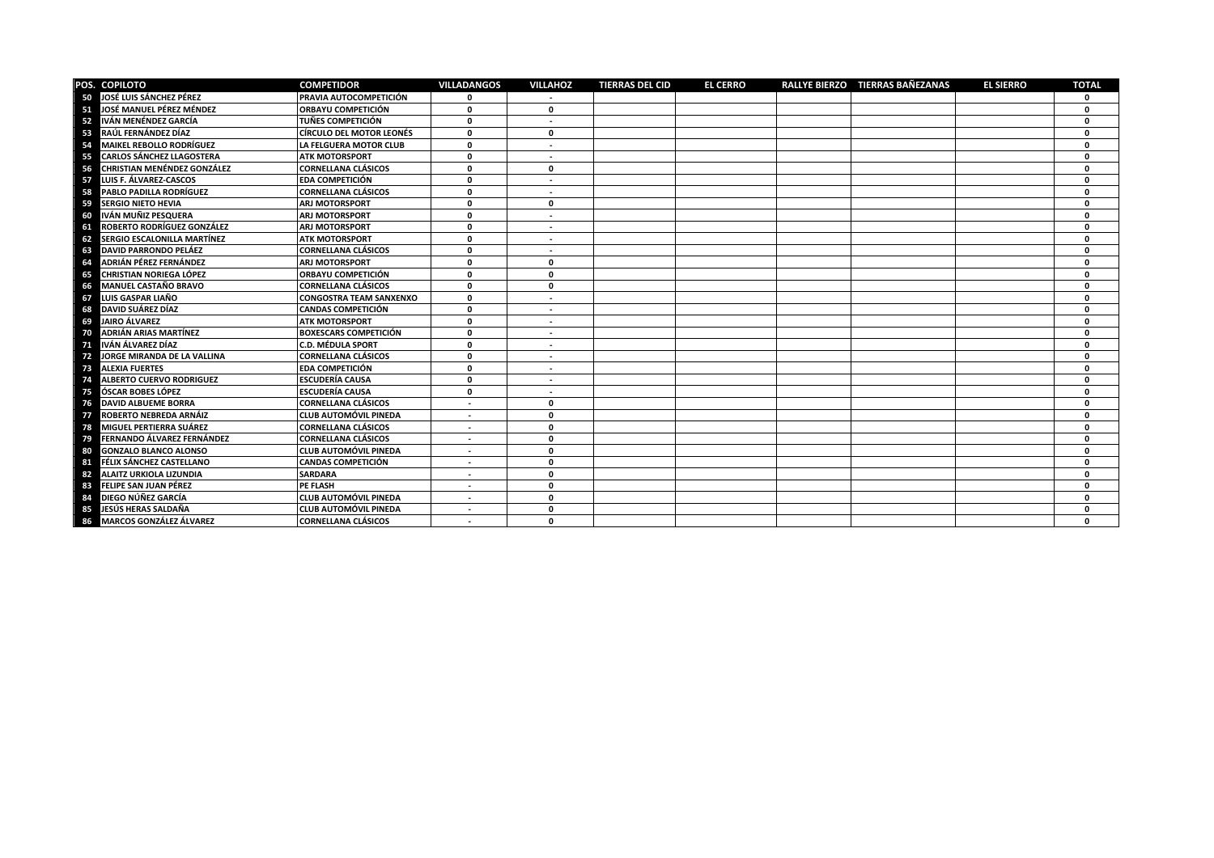| POS. | COPILOTO | COMPETIDOR | VILLADANGOS | VILLAHOZ | TIERRAS DEL CID | EL CERRO | RALLYE BIERZO | TIERRAS BAÑEZANAS | EL SIERRO | TOTAL |
|---|---|---|---|---|---|---|---|---|---|---|
| 50 | JOSÉ LUIS SÁNCHEZ PÉREZ | PRAVIA AUTOCOMPETICIÓN | 0 | - | | | | | | 0 |
| 51 | JOSÉ MANUEL PÉREZ MÉNDEZ | ORBAYU COMPETICIÓN | 0 | 0 | | | | | | 0 |
| 52 | IVÁN MENÉNDEZ GARCÍA | TUÑES COMPETICIÓN | 0 | - | | | | | | 0 |
| 53 | RAÚL FERNÁNDEZ DÍAZ | CÍRCULO DEL MOTOR LEONÉS | 0 | 0 | | | | | | 0 |
| 54 | MAIKEL REBOLLO RODRÍGUEZ | LA FELGUERA MOTOR CLUB | 0 | - | | | | | | 0 |
| 55 | CARLOS SÁNCHEZ LLAGOSTERA | ATK MOTORSPORT | 0 | - | | | | | | 0 |
| 56 | CHRISTIAN MENÉNDEZ GONZÁLEZ | CORNELLANA CLÁSICOS | 0 | 0 | | | | | | 0 |
| 57 | LUIS F. ÁLVAREZ-CASCOS | EDA COMPETICIÓN | 0 | - | | | | | | 0 |
| 58 | PABLO PADILLA RODRÍGUEZ | CORNELLANA CLÁSICOS | 0 | - | | | | | | 0 |
| 59 | SERGIO NIETO HEVIA | ARJ MOTORSPORT | 0 | 0 | | | | | | 0 |
| 60 | IVÁN MUÑIZ PESQUERA | ARJ MOTORSPORT | 0 | - | | | | | | 0 |
| 61 | ROBERTO RODRÍGUEZ GONZÁLEZ | ARJ MOTORSPORT | 0 | - | | | | | | 0 |
| 62 | SERGIO ESCALONILLA MARTÍNEZ | ATK MOTORSPORT | 0 | - | | | | | | 0 |
| 63 | DAVID PARRONDO PELÁEZ | CORNELLANA CLÁSICOS | 0 | - | | | | | | 0 |
| 64 | ADRIÁN PÉREZ FERNÁNDEZ | ARJ MOTORSPORT | 0 | 0 | | | | | | 0 |
| 65 | CHRISTIAN NORIEGA LÓPEZ | ORBAYU COMPETICIÓN | 0 | 0 | | | | | | 0 |
| 66 | MANUEL CASTAÑO BRAVO | CORNELLANA CLÁSICOS | 0 | 0 | | | | | | 0 |
| 67 | LUIS GASPAR LIAÑO | CONGOSTRA TEAM SANXENXO | 0 | - | | | | | | 0 |
| 68 | DAVID SUÁREZ DÍAZ | CANDAS COMPETICIÓN | 0 | - | | | | | | 0 |
| 69 | JAIRO ÁLVAREZ | ATK MOTORSPORT | 0 | - | | | | | | 0 |
| 70 | ADRIÁN ARIAS MARTÍNEZ | BOXESCARS COMPETICIÓN | 0 | - | | | | | | 0 |
| 71 | IVÁN ÁLVAREZ DÍAZ | C.D. MÉDULA SPORT | 0 | - | | | | | | 0 |
| 72 | JORGE MIRANDA DE LA VALLINA | CORNELLANA CLÁSICOS | 0 | - | | | | | | 0 |
| 73 | ALEXIA FUERTES | EDA COMPETICIÓN | 0 | - | | | | | | 0 |
| 74 | ALBERTO CUERVO RODRIGUEZ | ESCUDERÍA CAUSA | 0 | - | | | | | | 0 |
| 75 | ÓSCAR BOBES LÓPEZ | ESCUDERÍA CAUSA | 0 | - | | | | | | 0 |
| 76 | DAVID ALBUEME BORRA | CORNELLANA CLÁSICOS | - | 0 | | | | | | 0 |
| 77 | ROBERTO NEBREDA ARNÁIZ | CLUB AUTOMÓVIL PINEDA | - | 0 | | | | | | 0 |
| 78 | MIGUEL PERTIERRA SUÁREZ | CORNELLANA CLÁSICOS | - | 0 | | | | | | 0 |
| 79 | FERNANDO ÁLVAREZ FERNÁNDEZ | CORNELLANA CLÁSICOS | - | 0 | | | | | | 0 |
| 80 | GONZALO BLANCO ALONSO | CLUB AUTOMÓVIL PINEDA | - | 0 | | | | | | 0 |
| 81 | FÉLIX SÁNCHEZ CASTELLANO | CANDAS COMPETICIÓN | - | 0 | | | | | | 0 |
| 82 | ALAITZ URKIOLA LIZUNDIA | SARDARA | - | 0 | | | | | | 0 |
| 83 | FELIPE SAN JUAN PÉREZ | PE FLASH | - | 0 | | | | | | 0 |
| 84 | DIEGO NÚÑEZ GARCÍA | CLUB AUTOMÓVIL PINEDA | - | 0 | | | | | | 0 |
| 85 | JESÚS HERAS SALDAÑA | CLUB AUTOMÓVIL PINEDA | - | 0 | | | | | | 0 |
| 86 | MARCOS GONZÁLEZ ÁLVAREZ | CORNELLANA CLÁSICOS | - | 0 | | | | | | 0 |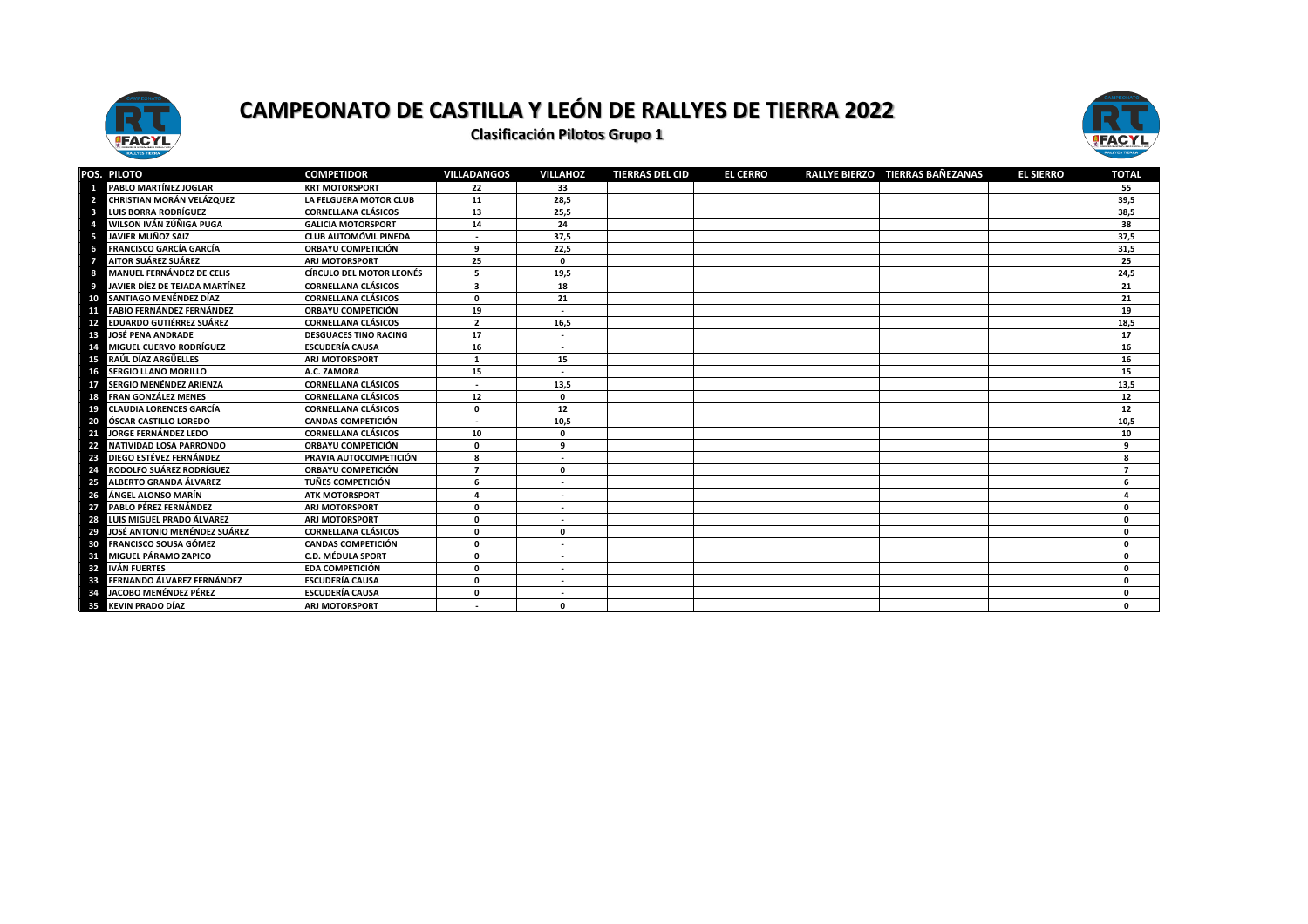# CAMPEONATO DE CASTILLA Y LEÓN DE RALLYES DE TIERRA 2022

## Clasificación Pilotos Grupo 1

| POS. | PILOTO | COMPETIDOR | VILLADANGOS | VILLAHOZ | TIERRAS DEL CID | EL CERRO | RALLYE BIERZO | TIERRAS BAÑEZANAS | EL SIERRO | TOTAL |
|---|---|---|---|---|---|---|---|---|---|---|
| 1 | PABLO MARTÍNEZ JOGLAR | KRT MOTORSPORT | 22 | 33 | | | | | | 55 |
| 2 | CHRISTIAN MORÁN VELÁZQUEZ | LA FELGUERA MOTOR CLUB | 11 | 28,5 | | | | | | 39,5 |
| 3 | LUIS BORRA RODRÍGUEZ | CORNELLANA CLÁSICOS | 13 | 25,5 | | | | | | 38,5 |
| 4 | WILSON IVÁN ZÚÑIGA PUGA | GALICIA MOTORSPORT | 14 | 24 | | | | | | 38 |
| 5 | JAVIER MUÑOZ SAIZ | CLUB AUTOMÓVIL PINEDA | - | 37,5 | | | | | | 37,5 |
| 6 | FRANCISCO GARCÍA GARCÍA | ORBAYU COMPETICIÓN | 9 | 22,5 | | | | | | 31,5 |
| 7 | AITOR SUÁREZ SUÁREZ | ARJ MOTORSPORT | 25 | 0 | | | | | | 25 |
| 8 | MANUEL FERNÁNDEZ DE CELIS | CÍRCULO DEL MOTOR LEONÉS | 5 | 19,5 | | | | | | 24,5 |
| 9 | JAVIER DÍEZ DE TEJADA MARTÍNEZ | CORNELLANA CLÁSICOS | 3 | 18 | | | | | | 21 |
| 10 | SANTIAGO MENÉNDEZ DÍAZ | CORNELLANA CLÁSICOS | 0 | 21 | | | | | | 21 |
| 11 | FABIO FERNÁNDEZ FERNÁNDEZ | ORBAYU COMPETICIÓN | 19 | - | | | | | | 19 |
| 12 | EDUARDO GUTIÉRREZ SUÁREZ | CORNELLANA CLÁSICOS | 2 | 16,5 | | | | | | 18,5 |
| 13 | JOSÉ PENA ANDRADE | DESGUACES TINO RACING | 17 | - | | | | | | 17 |
| 14 | MIGUEL CUERVO RODRÍGUEZ | ESCUDERÍA CAUSA | 16 | - | | | | | | 16 |
| 15 | RAÚL DÍAZ ARGÜELLES | ARJ MOTORSPORT | 1 | 15 | | | | | | 16 |
| 16 | SERGIO LLANO MORILLO | A.C. ZAMORA | 15 | - | | | | | | 15 |
| 17 | SERGIO MENÉNDEZ ARIENZA | CORNELLANA CLÁSICOS | - | 13,5 | | | | | | 13,5 |
| 18 | FRAN GONZÁLEZ MENES | CORNELLANA CLÁSICOS | 12 | 0 | | | | | | 12 |
| 19 | CLAUDIA LORENCES GARCÍA | CORNELLANA CLÁSICOS | 0 | 12 | | | | | | 12 |
| 20 | ÓSCAR CASTILLO LOREDO | CANDAS COMPETICIÓN | - | 10,5 | | | | | | 10,5 |
| 21 | JORGE FERNÁNDEZ LEDO | CORNELLANA CLÁSICOS | 10 | 0 | | | | | | 10 |
| 22 | NATIVIDAD LOSA PARRONDO | ORBAYU COMPETICIÓN | 0 | 9 | | | | | | 9 |
| 23 | DIEGO ESTÉVEZ FERNÁNDEZ | PRAVIA AUTOCOMPETICIÓN | 8 | - | | | | | | 8 |
| 24 | RODOLFO SUÁREZ RODRÍGUEZ | ORBAYU COMPETICIÓN | 7 | 0 | | | | | | 7 |
| 25 | ALBERTO GRANDA ÁLVAREZ | TUÑES COMPETICIÓN | 6 | - | | | | | | 6 |
| 26 | ÁNGEL ALONSO MARÍN | ATK MOTORSPORT | 4 | - | | | | | | 4 |
| 27 | PABLO PÉREZ FERNÁNDEZ | ARJ MOTORSPORT | 0 | - | | | | | | 0 |
| 28 | LUIS MIGUEL PRADO ÁLVAREZ | ARJ MOTORSPORT | 0 | - | | | | | | 0 |
| 29 | JOSÉ ANTONIO MENÉNDEZ SUÁREZ | CORNELLANA CLÁSICOS | 0 | 0 | | | | | | 0 |
| 30 | FRANCISCO SOUSA GÓMEZ | CANDAS COMPETICIÓN | 0 | - | | | | | | 0 |
| 31 | MIGUEL PÁRAMO ZAPICO | C.D. MÉDULA SPORT | 0 | - | | | | | | 0 |
| 32 | IVÁN FUERTES | EDA COMPETICIÓN | 0 | - | | | | | | 0 |
| 33 | FERNANDO ÁLVAREZ FERNÁNDEZ | ESCUDERÍA CAUSA | 0 | - | | | | | | 0 |
| 34 | JACOBO MENÉNDEZ PÉREZ | ESCUDERÍA CAUSA | 0 | - | | | | | | 0 |
| 35 | KEVIN PRADO DÍAZ | ARJ MOTORSPORT | - | 0 | | | | | | 0 |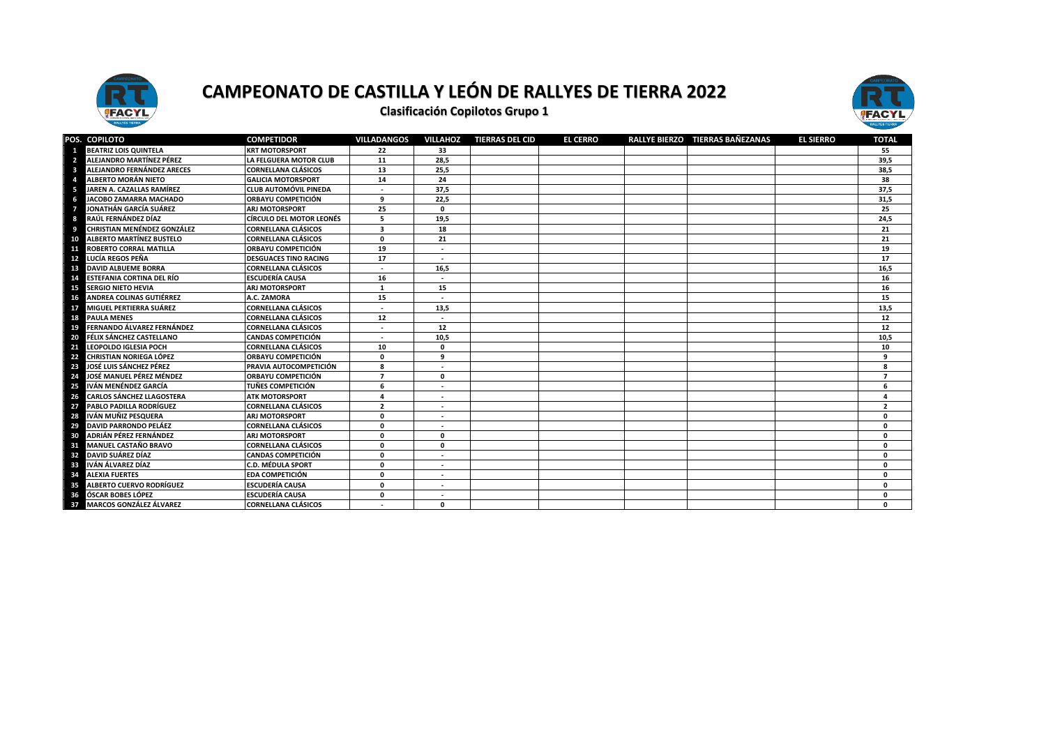# CAMPEONATO DE CASTILLA Y LEÓN DE RALLYES DE TIERRA 2022

## Clasificación Copilotos Grupo 1

| POS. | COPILOTO | COMPETIDOR | VILLADANGOS | VILLAHOZ | TIERRAS DEL CID | EL CERRO | RALLYE BIERZO | TIERRAS BAÑEZANAS | EL SIERRO | TOTAL |
|---|---|---|---|---|---|---|---|---|---|---|
| 1 | BEATRIZ LOIS QUINTELA | KRT MOTORSPORT | 22 | 33 | | | | | | 55 |
| 2 | ALEJANDRO MARTÍNEZ PÉREZ | LA FELGUERA MOTOR CLUB | 11 | 28,5 | | | | | | 39,5 |
| 3 | ALEJANDRO FERNÁNDEZ ARECES | CORNELLANA CLÁSICOS | 13 | 25,5 | | | | | | 38,5 |
| 4 | ALBERTO MORÁN NIETO | GALICIA MOTORSPORT | 14 | 24 | | | | | | 38 |
| 5 | JAREN A. CAZALLAS RAMÍREZ | CLUB AUTOMÓVIL PINEDA | - | 37,5 | | | | | | 37,5 |
| 6 | JACOBO ZAMARRA MACHADO | ORBAYU COMPETICIÓN | 9 | 22,5 | | | | | | 31,5 |
| 7 | JONATHÁN GARCÍA SUÁREZ | ARJ MOTORSPORT | 25 | 0 | | | | | | 25 |
| 8 | RAÚL FERNÁNDEZ DÍAZ | CÍRCULO DEL MOTOR LEONÉS | 5 | 19,5 | | | | | | 24,5 |
| 9 | CHRISTIAN MENÉNDEZ GONZÁLEZ | CORNELLANA CLÁSICOS | 3 | 18 | | | | | | 21 |
| 10 | ALBERTO MARTÍNEZ BUSTELO | CORNELLANA CLÁSICOS | 0 | 21 | | | | | | 21 |
| 11 | ROBERTO CORRAL MATILLA | ORBAYU COMPETICIÓN | 19 | - | | | | | | 19 |
| 12 | LUCÍA REGOS PEÑA | DESGUACES TINO RACING | 17 | - | | | | | | 17 |
| 13 | DAVID ALBUEME BORRA | CORNELLANA CLÁSICOS | - | 16,5 | | | | | | 16,5 |
| 14 | ESTEFANIA CORTINA DEL RÍO | ESCUDERÍA CAUSA | 16 | - | | | | | | 16 |
| 15 | SERGIO NIETO HEVIA | ARJ MOTORSPORT | 1 | 15 | | | | | | 16 |
| 16 | ANDREA COLINAS GUTIÉRREZ | A.C. ZAMORA | 15 | - | | | | | | 15 |
| 17 | MIGUEL PERTIERRA SUÁREZ | CORNELLANA CLÁSICOS | - | 13,5 | | | | | | 13,5 |
| 18 | PAULA MENES | CORNELLANA CLÁSICOS | 12 | - | | | | | | 12 |
| 19 | FERNANDO ÁLVAREZ FERNÁNDEZ | CORNELLANA CLÁSICOS | - | 12 | | | | | | 12 |
| 20 | FÉLIX SÁNCHEZ CASTELLANO | CANDAS COMPETICIÓN | - | 10,5 | | | | | | 10,5 |
| 21 | LEOPOLDO IGLESIA POCH | CORNELLANA CLÁSICOS | 10 | 0 | | | | | | 10 |
| 22 | CHRISTIAN NORIEGA LÓPEZ | ORBAYU COMPETICIÓN | 0 | 9 | | | | | | 9 |
| 23 | JOSÉ LUIS SÁNCHEZ PÉREZ | PRAVIA AUTOCOMPETICIÓN | 8 | - | | | | | | 8 |
| 24 | JOSÉ MANUEL PÉREZ MÉNDEZ | ORBAYU COMPETICIÓN | 7 | 0 | | | | | | 7 |
| 25 | IVÁN MENÉNDEZ GARCÍA | TUÑES COMPETICIÓN | 6 | - | | | | | | 6 |
| 26 | CARLOS SÁNCHEZ LLAGOSTERA | ATK MOTORSPORT | 4 | - | | | | | | 4 |
| 27 | PABLO PADILLA RODRÍGUEZ | CORNELLANA CLÁSICOS | 2 | - | | | | | | 2 |
| 28 | IVÁN MUÑIZ PESQUERA | ARJ MOTORSPORT | 0 | - | | | | | | 0 |
| 29 | DAVID PARRONDO PELÁEZ | CORNELLANA CLÁSICOS | 0 | - | | | | | | 0 |
| 30 | ADRIÁN PÉREZ FERNÁNDEZ | ARJ MOTORSPORT | 0 | 0 | | | | | | 0 |
| 31 | MANUEL CASTAÑO BRAVO | CORNELLANA CLÁSICOS | 0 | 0 | | | | | | 0 |
| 32 | DAVID SUÁREZ DÍAZ | CANDAS COMPETICIÓN | 0 | - | | | | | | 0 |
| 33 | IVÁN ÁLVAREZ DÍAZ | C.D. MÉDULA SPORT | 0 | - | | | | | | 0 |
| 34 | ALEXIA FUERTES | EDA COMPETICIÓN | 0 | - | | | | | | 0 |
| 35 | ALBERTO CUERVO RODRÍGUEZ | ESCUDERÍA CAUSA | 0 | - | | | | | | 0 |
| 36 | ÓSCAR BOBES LÓPEZ | ESCUDERÍA CAUSA | 0 | - | | | | | | 0 |
| 37 | MARCOS GONZÁLEZ ÁLVAREZ | CORNELLANA CLÁSICOS | - | 0 | | | | | | 0 |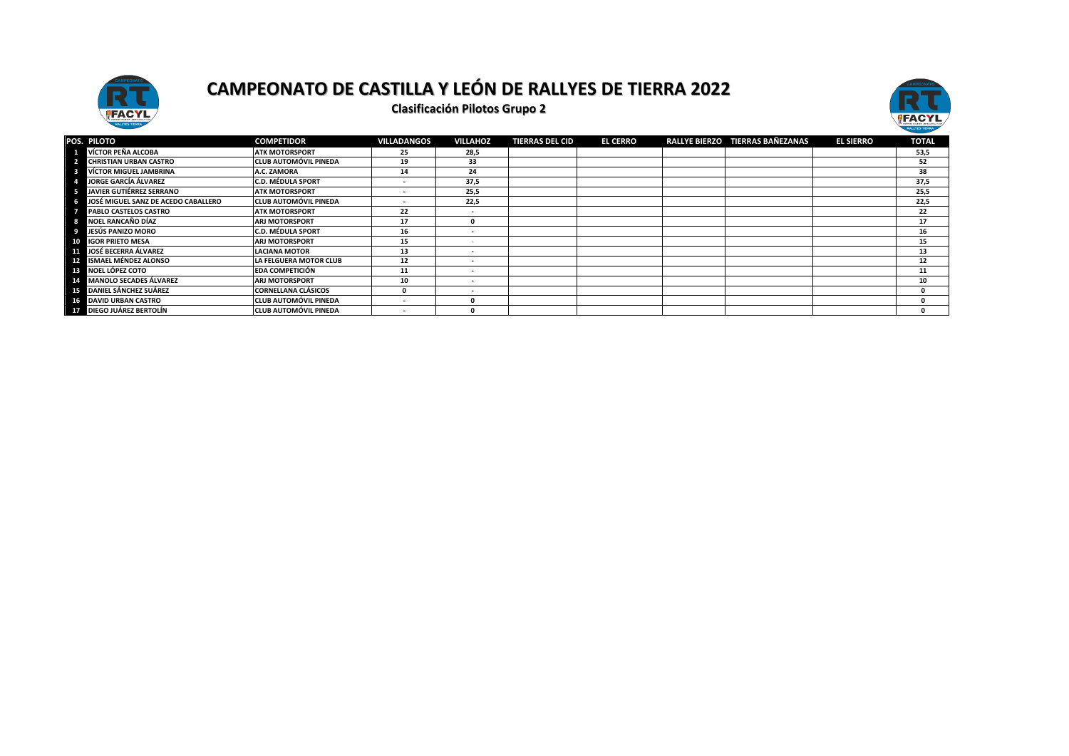# CAMPEONATO DE CASTILLA Y LEÓN DE RALLYES DE TIERRA 2022

## Clasificación Pilotos Grupo 2

| POS. | PILOTO | COMPETIDOR | VILLADANGOS | VILLAHOZ | TIERRAS DEL CID | EL CERRO | RALLYE BIERZO | TIERRAS BAÑEZANAS | EL SIERRO | TOTAL |
|---|---|---|---|---|---|---|---|---|---|---|
| 1 | VÍCTOR PEÑA ALCOBA | ATK MOTORSPORT | 25 | 28,5 | | | | | | 53,5 |
| 2 | CHRISTIAN URBAN CASTRO | CLUB AUTOMÓVIL PINEDA | 19 | 33 | | | | | | 52 |
| 3 | VÍCTOR MIGUEL JAMBRINA | A.C. ZAMORA | 14 | 24 | | | | | | 38 |
| 4 | JORGE GARCÍA ÁLVAREZ | C.D. MÉDULA SPORT | - | 37,5 | | | | | | 37,5 |
| 5 | JAVIER GUTIÉRREZ SERRANO | ATK MOTORSPORT | - | 25,5 | | | | | | 25,5 |
| 6 | JOSÉ MIGUEL SANZ DE ACEDO CABALLERO | CLUB AUTOMÓVIL PINEDA | - | 22,5 | | | | | | 22,5 |
| 7 | PABLO CASTELOS CASTRO | ATK MOTORSPORT | 22 | - | | | | | | 22 |
| 8 | NOEL RANCAÑO DÍAZ | ARJ MOTORSPORT | 17 | 0 | | | | | | 17 |
| 9 | JESÚS PANIZO MORO | C.D. MÉDULA SPORT | 16 | - | | | | | | 16 |
| 10 | IGOR PRIETO MESA | ARJ MOTORSPORT | 15 | - | | | | | | 15 |
| 11 | JOSÉ BECERRA ÁLVAREZ | LACIANA MOTOR | 13 | - | | | | | | 13 |
| 12 | ISMAEL MÉNDEZ ALONSO | LA FELGUERA MOTOR CLUB | 12 | - | | | | | | 12 |
| 13 | NOEL LÓPEZ COTO | EDA COMPETICIÓN | 11 | - | | | | | | 11 |
| 14 | MANOLO SECADES ÁLVAREZ | ARJ MOTORSPORT | 10 | - | | | | | | 10 |
| 15 | DANIEL SÁNCHEZ SUÁREZ | CORNELLANA CLÁSICOS | 0 | - | | | | | | 0 |
| 16 | DAVID URBAN CASTRO | CLUB AUTOMÓVIL PINEDA | - | 0 | | | | | | 0 |
| 17 | DIEGO JUÁREZ BERTOLÍN | CLUB AUTOMÓVIL PINEDA | - | 0 | | | | | | 0 |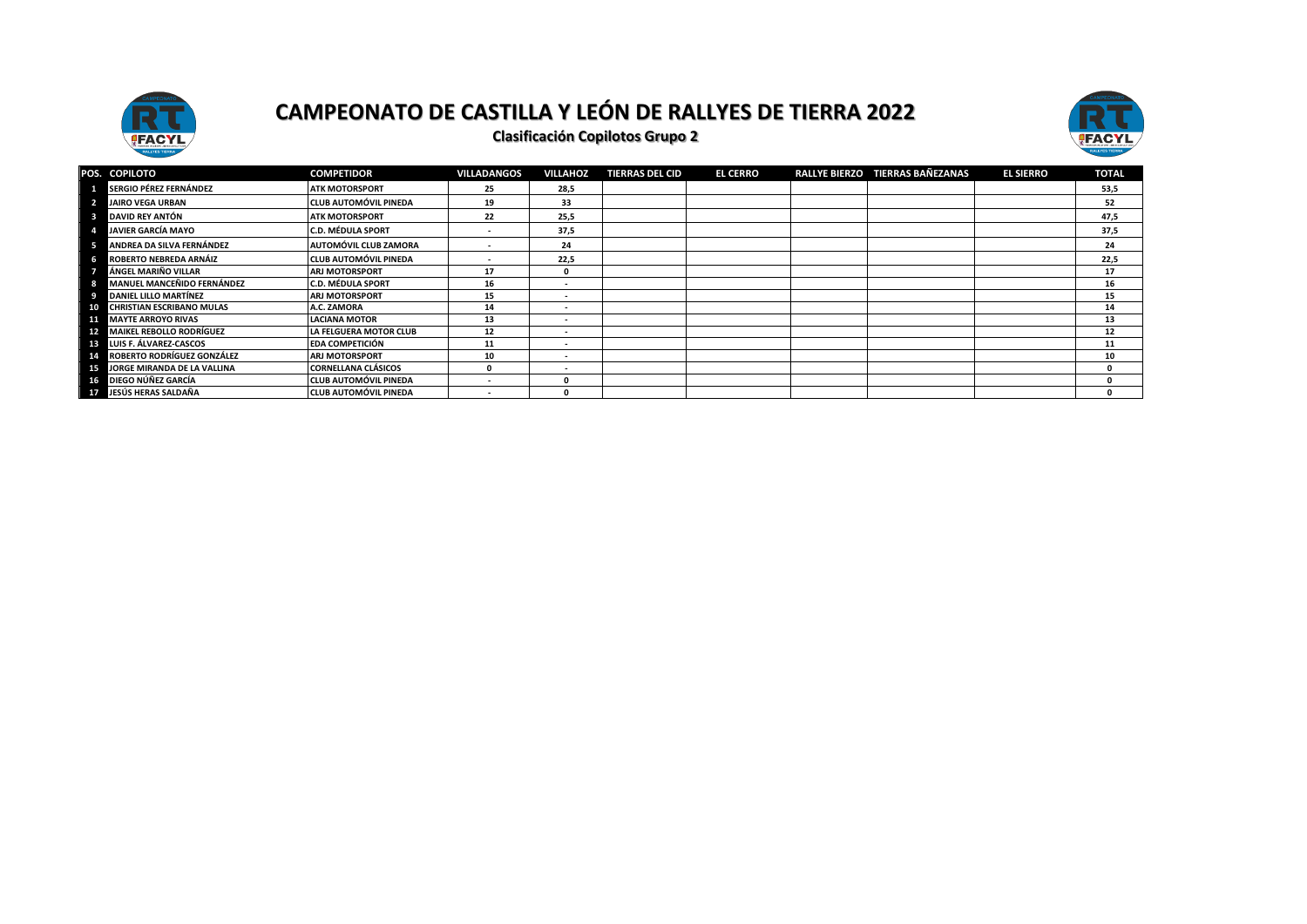# CAMPEONATO DE CASTILLA Y LEÓN DE RALLYES DE TIERRA 2022

## Clasificación Copilotos Grupo 2

| POS. | COPILOTO | COMPETIDOR | VILLADANGOS | VILLAHOZ | TIERRAS DEL CID | EL CERRO | RALLYE BIERZO | TIERRAS BAÑEZANAS | EL SIERRO | TOTAL |
|---|---|---|---|---|---|---|---|---|---|---|
| 1 | SERGIO PÉREZ FERNÁNDEZ | ATK MOTORSPORT | 25 | 28,5 | | | | | | 53,5 |
| 2 | JAIRO VEGA URBAN | CLUB AUTOMÓVIL PINEDA | 19 | 33 | | | | | | 52 |
| 3 | DAVID REY ANTÓN | ATK MOTORSPORT | 22 | 25,5 | | | | | | 47,5 |
| 4 | JAVIER GARCÍA MAYO | C.D. MÉDULA SPORT | - | 37,5 | | | | | | 37,5 |
| 5 | ANDREA DA SILVA FERNÁNDEZ | AUTOMÓVIL CLUB ZAMORA | - | 24 | | | | | | 24 |
| 6 | ROBERTO NEBREDA ARNÁIZ | CLUB AUTOMÓVIL PINEDA | - | 22,5 | | | | | | 22,5 |
| 7 | ÁNGEL MARIÑO VILLAR | ARJ MOTORSPORT | 17 | 0 | | | | | | 17 |
| 8 | MANUEL MANCEÑIDO FERNÁNDEZ | C.D. MÉDULA SPORT | 16 | - | | | | | | 16 |
| 9 | DANIEL LILLO MARTÍNEZ | ARJ MOTORSPORT | 15 | - | | | | | | 15 |
| 10 | CHRISTIAN ESCRIBANO MULAS | A.C. ZAMORA | 14 | - | | | | | | 14 |
| 11 | MAYTE ARROYO RIVAS | LACIANA MOTOR | 13 | - | | | | | | 13 |
| 12 | MAIKEL REBOLLO RODRÍGUEZ | LA FELGUERA MOTOR CLUB | 12 | - | | | | | | 12 |
| 13 | LUIS F. ÁLVAREZ-CASCOS | EDA COMPETICIÓN | 11 | - | | | | | | 11 |
| 14 | ROBERTO RODRÍGUEZ GONZÁLEZ | ARJ MOTORSPORT | 10 | - | | | | | | 10 |
| 15 | JORGE MIRANDA DE LA VALLINA | CORNELLANA CLÁSICOS | 0 | - | | | | | | 0 |
| 16 | DIEGO NÚÑEZ GARCÍA | CLUB AUTOMÓVIL PINEDA | - | 0 | | | | | | 0 |
| 17 | JESÚS HERAS SALDAÑA | CLUB AUTOMÓVIL PINEDA | - | 0 | | | | | | 0 |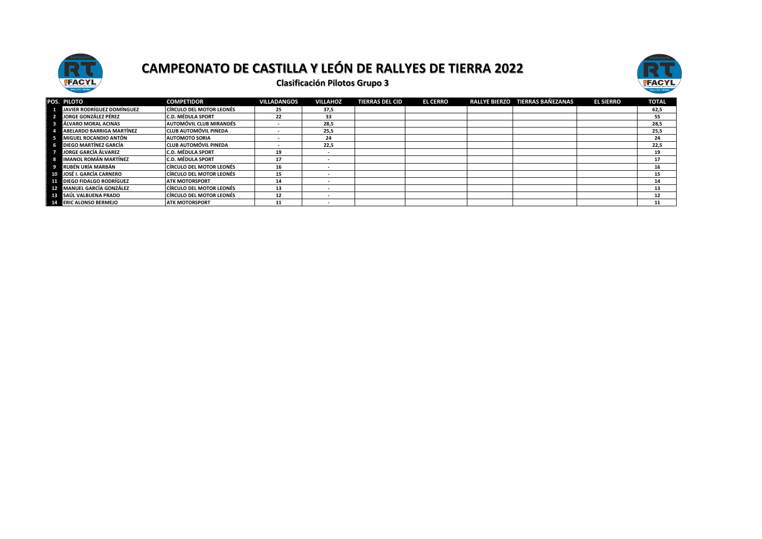# CAMPEONATO DE CASTILLA Y LEÓN DE RALLYES DE TIERRA 2022

## Clasificación Pilotos Grupo 3

| POS. | PILOTO | COMPETIDOR | VILLADANGOS | VILLAHOZ | TIERRAS DEL CID | EL CERRO | RALLYE BIERZO | TIERRAS BAÑEZANAS | EL SIERRO | TOTAL |
|---|---|---|---|---|---|---|---|---|---|---|
| 1 | JAVIER RODRÍGUEZ DOMÍNGUEZ | CÍRCULO DEL MOTOR LEONÉS | 25 | 37,5 | | | | | | 62,5 |
| 2 | JORGE GONZÁLEZ PÉREZ | C.D. MÉDULA SPORT | 22 | 33 | | | | | | 55 |
| 3 | ÁLVARO MORAL ACINAS | AUTOMÓVIL CLUB MIRANDÉS | - | 28,5 | | | | | | 28,5 |
| 4 | ABELARDO BARRIGA MARTÍNEZ | CLUB AUTOMÓVIL PINEDA | - | 25,5 | | | | | | 25,5 |
| 5 | MIGUEL ROCANDIO ANTÓN | AUTOMOTO SORIA | - | 24 | | | | | | 24 |
| 6 | DIEGO MARTÍNEZ GARCÍA | CLUB AUTOMÓVIL PINEDA | - | 22,5 | | | | | | 22,5 |
| 7 | JORGE GARCÍA ÁLVAREZ | C.D. MÉDULA SPORT | 19 | - | | | | | | 19 |
| 8 | IMANOL ROMÁN MARTÍNEZ | C.D. MÉDULA SPORT | 17 | - | | | | | | 17 |
| 9 | RUBÉN URÍA MARBÁN | CÍRCULO DEL MOTOR LEONÉS | 16 | - | | | | | | 16 |
| 10 | JOSÉ I. GARCÍA CARNERO | CÍRCULO DEL MOTOR LEONÉS | 15 | - | | | | | | 15 |
| 11 | DIEGO FIDALGO RODRÍGUEZ | ATK MOTORSPORT | 14 | - | | | | | | 14 |
| 12 | MANUEL GARCÍA GONZÁLEZ | CÍRCULO DEL MOTOR LEONÉS | 13 | - | | | | | | 13 |
| 13 | SAÚL VALBUENA PRADO | CÍRCULO DEL MOTOR LEONÉS | 12 | - | | | | | | 12 |
| 14 | ERIC ALONSO BERMEJO | ATK MOTORSPORT | 11 | - | | | | | | 11 |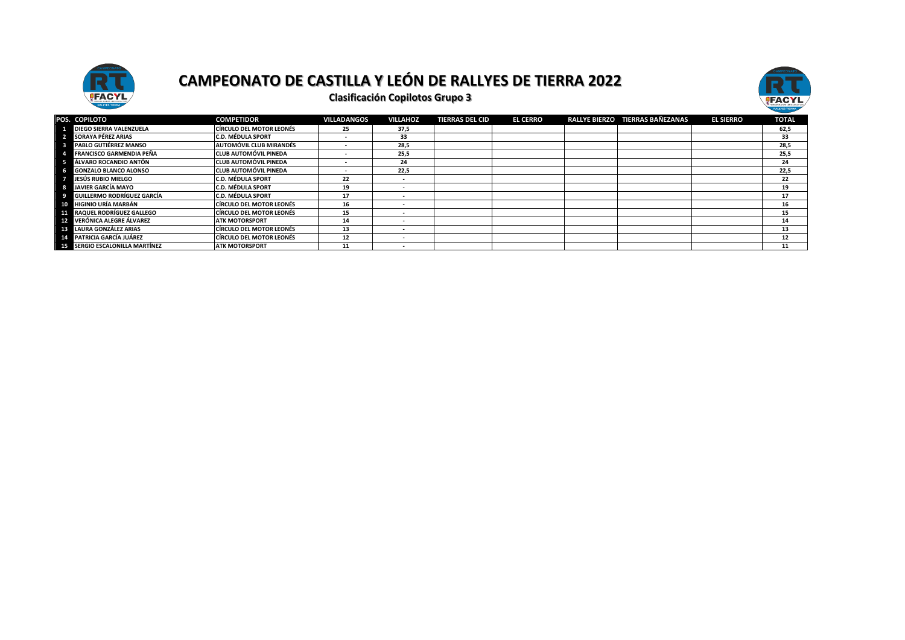# CAMPEONATO DE CASTILLA Y LEÓN DE RALLYES DE TIERRA 2022

## Clasificación Copilotos Grupo 3

| POS. | COPILOTO | COMPETIDOR | VILLADANGOS | VILLAHOZ | TIERRAS DEL CID | EL CERRO | RALLYE BIERZO | TIERRAS BAÑEZANAS | EL SIERRO | TOTAL |
|---|---|---|---|---|---|---|---|---|---|---|
| 1 | DIEGO SIERRA VALENZUELA | CÍRCULO DEL MOTOR LEONÉS | 25 | 37,5 | | | | | | 62,5 |
| 2 | SORAYA PÉREZ ARIAS | C.D. MÉDULA SPORT | - | 33 | | | | | | 33 |
| 3 | PABLO GUTIÉRREZ MANSO | AUTOMÓVIL CLUB MIRANDÉS | - | 28,5 | | | | | | 28,5 |
| 4 | FRANCISCO GARMENDIA PEÑA | CLUB AUTOMÓVIL PINEDA | - | 25,5 | | | | | | 25,5 |
| 5 | ÁLVARO ROCANDIO ANTÓN | CLUB AUTOMÓVIL PINEDA | - | 24 | | | | | | 24 |
| 6 | GONZALO BLANCO ALONSO | CLUB AUTOMÓVIL PINEDA | - | 22,5 | | | | | | 22,5 |
| 7 | JESÚS RUBIO MIELGO | C.D. MÉDULA SPORT | 22 | - | | | | | | 22 |
| 8 | JAVIER GARCÍA MAYO | C.D. MÉDULA SPORT | 19 | - | | | | | | 19 |
| 9 | GUILLERMO RODRÍGUEZ GARCÍA | C.D. MÉDULA SPORT | 17 | - | | | | | | 17 |
| 10 | HIGINIO URÍA MARBÁN | CÍRCULO DEL MOTOR LEONÉS | 16 | - | | | | | | 16 |
| 11 | RAQUEL RODRÍGUEZ GALLEGO | CÍRCULO DEL MOTOR LEONÉS | 15 | - | | | | | | 15 |
| 12 | VERÓNICA ALEGRE ÁLVAREZ | ATK MOTORSPORT | 14 | - | | | | | | 14 |
| 13 | LAURA GONZÁLEZ ARIAS | CÍRCULO DEL MOTOR LEONÉS | 13 | - | | | | | | 13 |
| 14 | PATRICIA GARCÍA JUÁREZ | CÍRCULO DEL MOTOR LEONÉS | 12 | - | | | | | | 12 |
| 15 | SERGIO ESCALONILLA MARTÍNEZ | ATK MOTORSPORT | 11 | - | | | | | | 11 |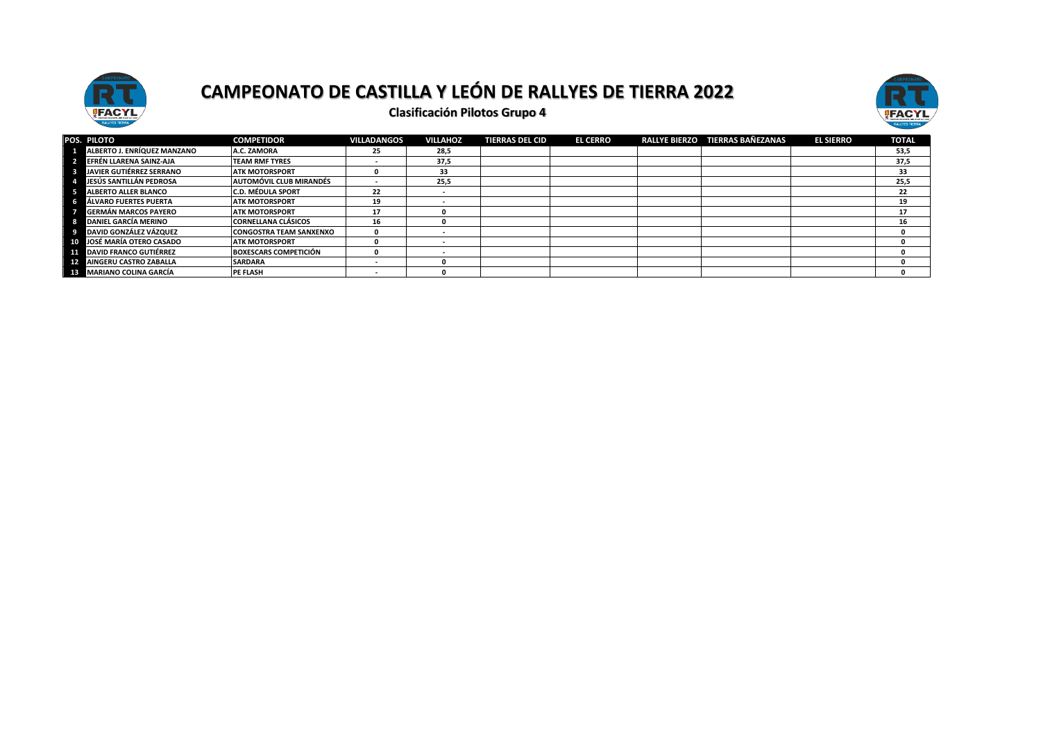# CAMPEONATO DE CASTILLA Y LEÓN DE RALLYES DE TIERRA 2022

## Clasificación Pilotos Grupo 4

| POS. | PILOTO | COMPETIDOR | VILLADANGOS | VILLAHOZ | TIERRAS DEL CID | EL CERRO | RALLYE BIERZO | TIERRAS BAÑEZANAS | EL SIERRO | TOTAL |
|---|---|---|---|---|---|---|---|---|---|---|
| 1 | ALBERTO J. ENRÍQUEZ MANZANO | A.C. ZAMORA | 25 | 28,5 | | | | | | 53,5 |
| 2 | EFRÉN LLARENA SAINZ-AJA | TEAM RMF TYRES | - | 37,5 | | | | | | 37,5 |
| 3 | JAVIER GUTIÉRREZ SERRANO | ATK MOTORSPORT | 0 | 33 | | | | | | 33 |
| 4 | JESÚS SANTILLÁN PEDROSA | AUTOMÓVIL CLUB MIRANDÉS | - | 25,5 | | | | | | 25,5 |
| 5 | ALBERTO ALLER BLANCO | C.D. MÉDULA SPORT | 22 | - | | | | | | 22 |
| 6 | ÁLVARO FUERTES PUERTA | ATK MOTORSPORT | 19 | - | | | | | | 19 |
| 7 | GERMÁN MARCOS PAYERO | ATK MOTORSPORT | 17 | 0 | | | | | | 17 |
| 8 | DANIEL GARCÍA MERINO | CORNELLANA CLÁSICOS | 16 | 0 | | | | | | 16 |
| 9 | DAVID GONZÁLEZ VÁZQUEZ | CONGOSTRA TEAM SANXENXO | 0 | - | | | | | | 0 |
| 10 | JOSÉ MARÍA OTERO CASADO | ATK MOTORSPORT | 0 | - | | | | | | 0 |
| 11 | DAVID FRANCO GUTIÉRREZ | BOXESCARS COMPETICIÓN | 0 | - | | | | | | 0 |
| 12 | AINGERU CASTRO ZABALLA | SARDARA | - | 0 | | | | | | 0 |
| 13 | MARIANO COLINA GARCÍA | PE FLASH | - | 0 | | | | | | 0 |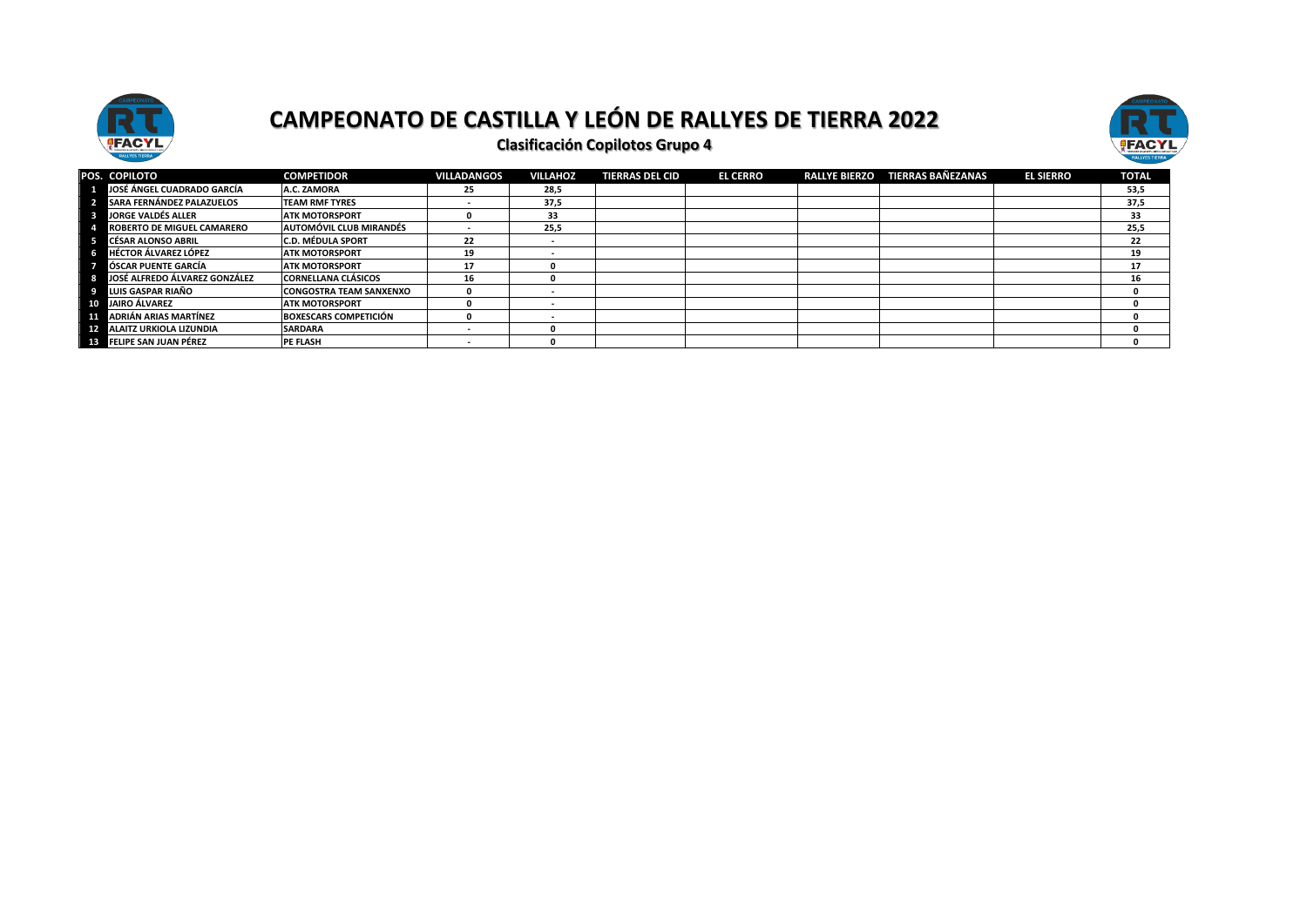# CAMPEONATO DE CASTILLA Y LEÓN DE RALLYES DE TIERRA 2022

## Clasificación Copilotos Grupo 4

| POS. | COPILOTO | COMPETIDOR | VILLADANGOS | VILLAHOZ | TIERRAS DEL CID | EL CERRO | RALLYE BIERZO | TIERRAS BAÑEZANAS | EL SIERRO | TOTAL |
|---|---|---|---|---|---|---|---|---|---|---|
| 1 | JOSÉ ÁNGEL CUADRADO GARCÍA | A.C. ZAMORA | 25 | 28,5 | | | | | | 53,5 |
| 2 | SARA FERNÁNDEZ PALAZUELOS | TEAM RMF TYRES | - | 37,5 | | | | | | 37,5 |
| 3 | JORGE VALDÉS ALLER | ATK MOTORSPORT | 0 | 33 | | | | | | 33 |
| 4 | ROBERTO DE MIGUEL CAMARERO | AUTOMÓVIL CLUB MIRANDÉS | - | 25,5 | | | | | | 25,5 |
| 5 | CÉSAR ALONSO ABRIL | C.D. MÉDULA SPORT | 22 | - | | | | | | 22 |
| 6 | HÉCTOR ÁLVAREZ LÓPEZ | ATK MOTORSPORT | 19 | - | | | | | | 19 |
| 7 | ÓSCAR PUENTE GARCÍA | ATK MOTORSPORT | 17 | 0 | | | | | | 17 |
| 8 | JOSÉ ALFREDO ÁLVAREZ GONZÁLEZ | CORNELLANA CLÁSICOS | 16 | 0 | | | | | | 16 |
| 9 | LUIS GASPAR RIAÑO | CONGOSTRA TEAM SANXENXO | 0 | - | | | | | | 0 |
| 10 | JAIRO ÁLVAREZ | ATK MOTORSPORT | 0 | - | | | | | | 0 |
| 11 | ADRIÁN ARIAS MARTÍNEZ | BOXESCARS COMPETICIÓN | 0 | - | | | | | | 0 |
| 12 | ALAITZ URKIOLA LIZUNDIA | SARDARA | - | 0 | | | | | | 0 |
| 13 | FELIPE SAN JUAN PÉREZ | PE FLASH | - | 0 | | | | | | 0 |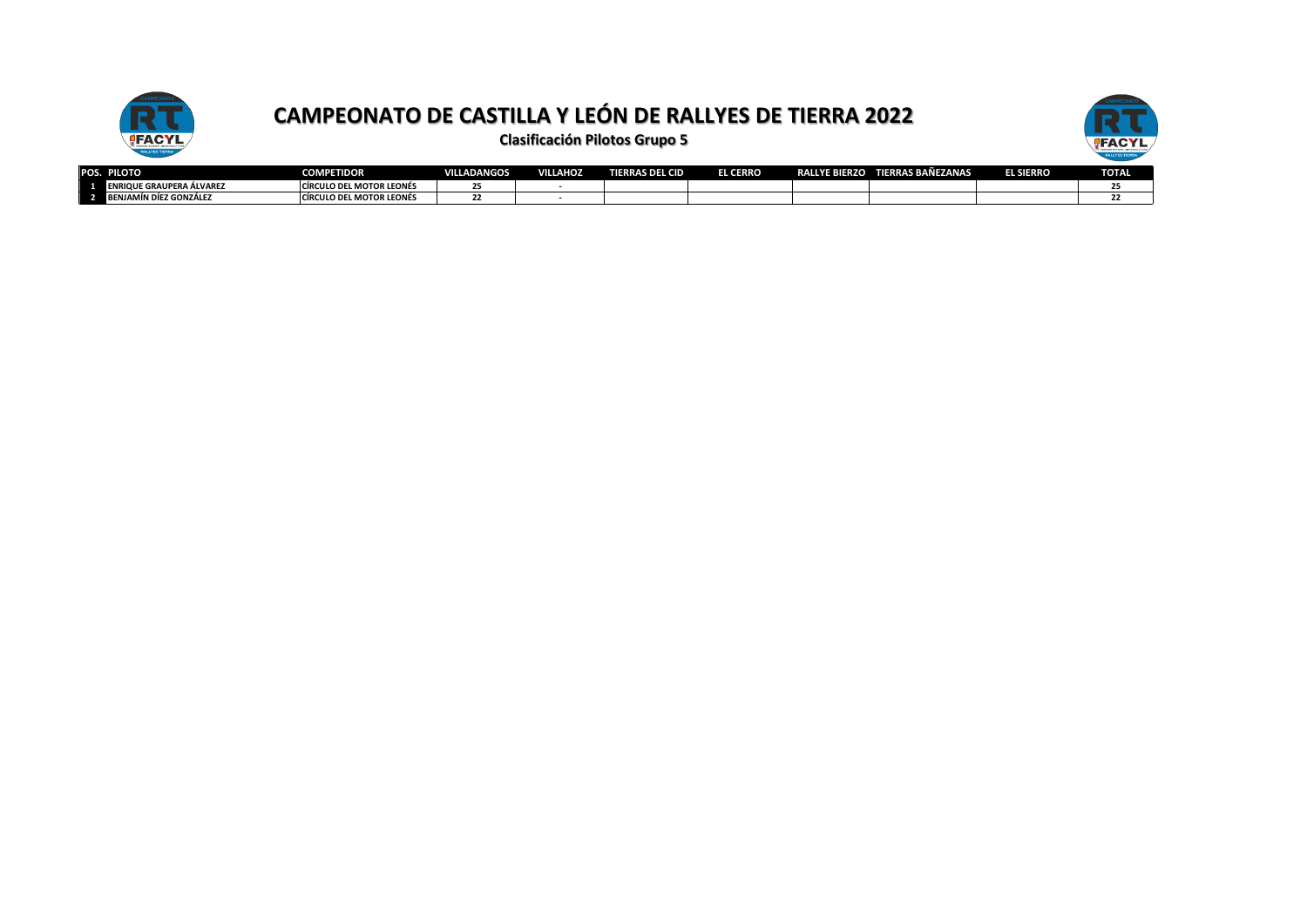# CAMPEONATO DE CASTILLA Y LEÓN DE RALLYES DE TIERRA 2022

## Clasificación Pilotos Grupo 5

| POS. | PILOTO | COMPETIDOR | VILLADANGOS | VILLAHOZ | TIERRAS DEL CID | EL CERRO | RALLYE BIERZO | TIERRAS BAÑEZANAS | EL SIERRO | TOTAL |
|---|---|---|---|---|---|---|---|---|---|---|
| 1 | ENRIQUE GRAUPERA ÁLVAREZ | CÍRCULO DEL MOTOR LEONÉS | 25 | - | | | | | | 25 |
| 2 | BENJAMÍN DÍEZ GONZÁLEZ | CÍRCULO DEL MOTOR LEONÉS | 22 | - | | | | | | 22 |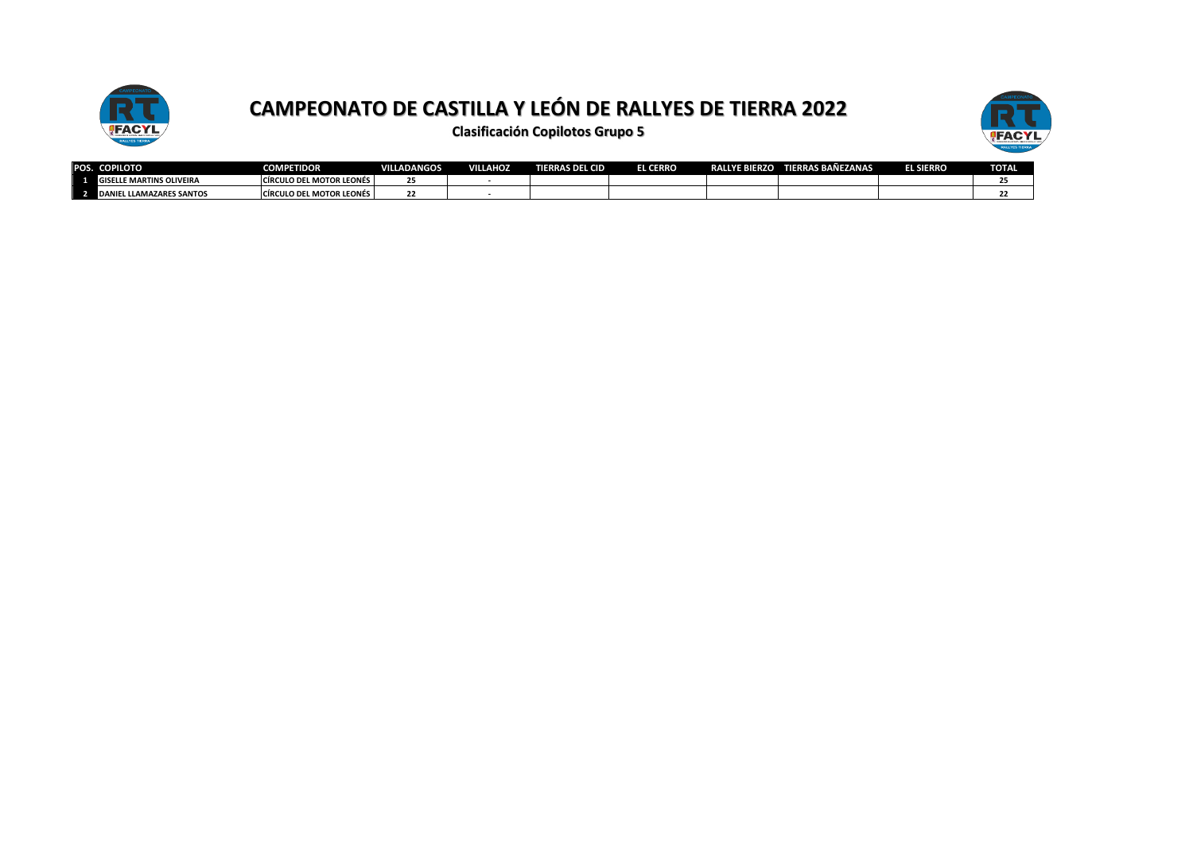# CAMPEONATO DE CASTILLA Y LEÓN DE RALLYES DE TIERRA 2022

## Clasificación Copilotos Grupo 5

| POS. | COPILOTO | COMPETIDOR | VILLADANGOS | VILLAHOZ | TIERRAS DEL CID | EL CERRO | RALLYE BIERZO | TIERRAS BAÑEZANAS | EL SIERRO | TOTAL |
|---|---|---|---|---|---|---|---|---|---|---|
| 1 | GISELLE MARTINS OLIVEIRA | CÍRCULO DEL MOTOR LEONÉS | 25 | - | | | | | | 25 |
| 2 | DANIEL LLAMAZARES SANTOS | CÍRCULO DEL MOTOR LEONÉS | 22 | - | | | | | | 22 |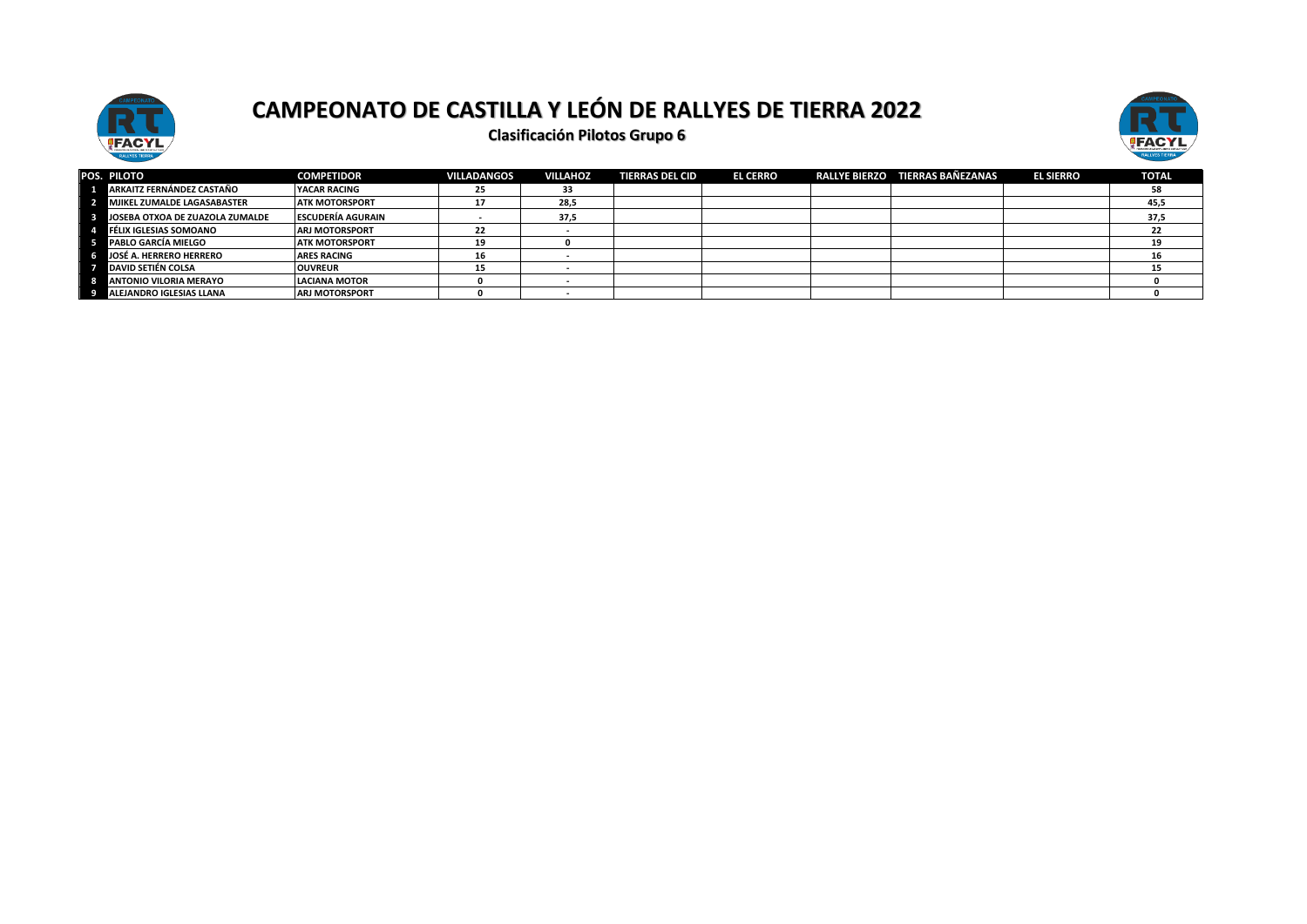# CAMPEONATO DE CASTILLA Y LEÓN DE RALLYES DE TIERRA 2022

## Clasificación Pilotos Grupo 6

| POS. | PILOTO | COMPETIDOR | VILLADANGOS | VILLAHOZ | TIERRAS DEL CID | EL CERRO | RALLYE BIERZO | TIERRAS BAÑEZANAS | EL SIERRO | TOTAL |
|---|---|---|---|---|---|---|---|---|---|---|
| 1 | ARKAITZ FERNÁNDEZ CASTAÑO | YACAR RACING | 25 | 33 | | | | | | 58 |
| 2 | MJIKEL ZUMALDE LAGASABASTER | ATK MOTORSPORT | 17 | 28,5 | | | | | | 45,5 |
| 3 | JOSEBA OTXOA DE ZUAZOLA ZUMALDE | ESCUDERÍA AGURAIN | - | 37,5 | | | | | | 37,5 |
| 4 | FÉLIX IGLESIAS SOMOANO | ARJ MOTORSPORT | 22 | - | | | | | | 22 |
| 5 | PABLO GARCÍA MIELGO | ATK MOTORSPORT | 19 | 0 | | | | | | 19 |
| 6 | JOSÉ A. HERRERO HERRERO | ARES RACING | 16 | - | | | | | | 16 |
| 7 | DAVID SETIÉN COLSA | OUVREUR | 15 | - | | | | | | 15 |
| 8 | ANTONIO VILORIA MERAYO | LACIANA MOTOR | 0 | - | | | | | | 0 |
| 9 | ALEJANDRO IGLESIAS LLANA | ARJ MOTORSPORT | 0 | - | | | | | | 0 |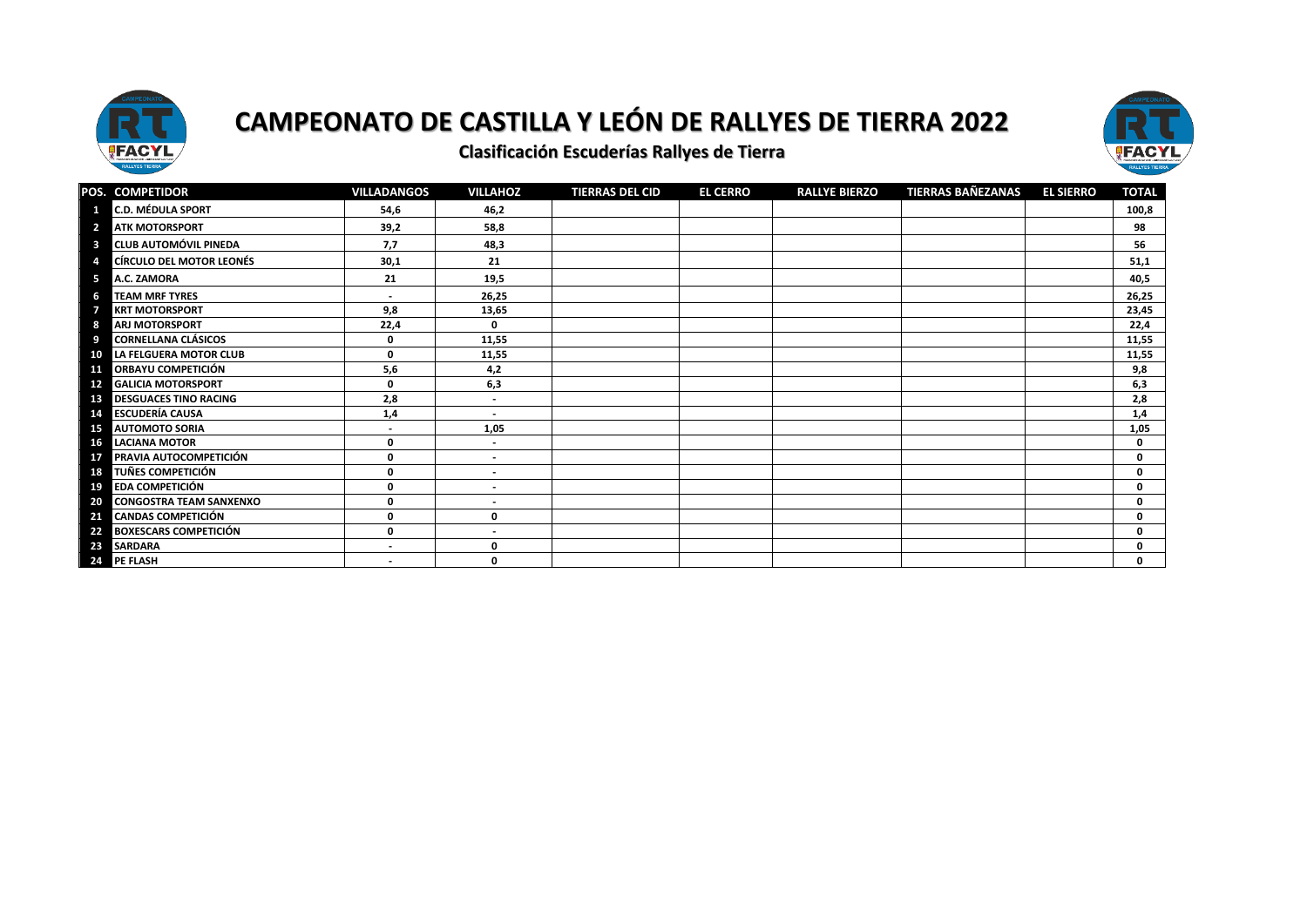# CAMPEONATO DE CASTILLA Y LEÓN DE RALLYES DE TIERRA 2022

## Clasificación Escuderías Rallyes de Tierra

| POS. | COMPETIDOR | VILLADANGOS | VILLAHOZ | TIERRAS DEL CID | EL CERRO | RALLYE BIERZO | TIERRAS BAÑEZANAS | EL SIERRO | TOTAL |
|---|---|---|---|---|---|---|---|---|---|
| 1 | C.D. MÉDULA SPORT | 54,6 | 46,2 | | | | | | 100,8 |
| 2 | ATK MOTORSPORT | 39,2 | 58,8 | | | | | | 98 |
| 3 | CLUB AUTOMÓVIL PINEDA | 7,7 | 48,3 | | | | | | 56 |
| 4 | CÍRCULO DEL MOTOR LEONÉS | 30,1 | 21 | | | | | | 51,1 |
| 5 | A.C. ZAMORA | 21 | 19,5 | | | | | | 40,5 |
| 6 | TEAM MRF TYRES | - | 26,25 | | | | | | 26,25 |
| 7 | KRT MOTORSPORT | 9,8 | 13,65 | | | | | | 23,45 |
| 8 | ARJ MOTORSPORT | 22,4 | 0 | | | | | | 22,4 |
| 9 | CORNELLANA CLÁSICOS | 0 | 11,55 | | | | | | 11,55 |
| 10 | LA FELGUERA MOTOR CLUB | 0 | 11,55 | | | | | | 11,55 |
| 11 | ORBAYU COMPETICIÓN | 5,6 | 4,2 | | | | | | 9,8 |
| 12 | GALICIA MOTORSPORT | 0 | 6,3 | | | | | | 6,3 |
| 13 | DESGUACES TINO RACING | 2,8 | - | | | | | | 2,8 |
| 14 | ESCUDERÍA CAUSA | 1,4 | - | | | | | | 1,4 |
| 15 | AUTOMOTO SORIA | - | 1,05 | | | | | | 1,05 |
| 16 | LACIANA MOTOR | 0 | - | | | | | | 0 |
| 17 | PRAVIA AUTOCOMPETICIÓN | 0 | - | | | | | | 0 |
| 18 | TUÑES COMPETICIÓN | 0 | - | | | | | | 0 |
| 19 | EDA COMPETICIÓN | 0 | - | | | | | | 0 |
| 20 | CONGOSTRA TEAM SANXENXO | 0 | - | | | | | | 0 |
| 21 | CANDAS COMPETICIÓN | 0 | 0 | | | | | | 0 |
| 22 | BOXESCARS COMPETICIÓN | 0 | - | | | | | | 0 |
| 23 | SARDARA | - | 0 | | | | | | 0 |
| 24 | PE FLASH | - | 0 | | | | | | 0 |